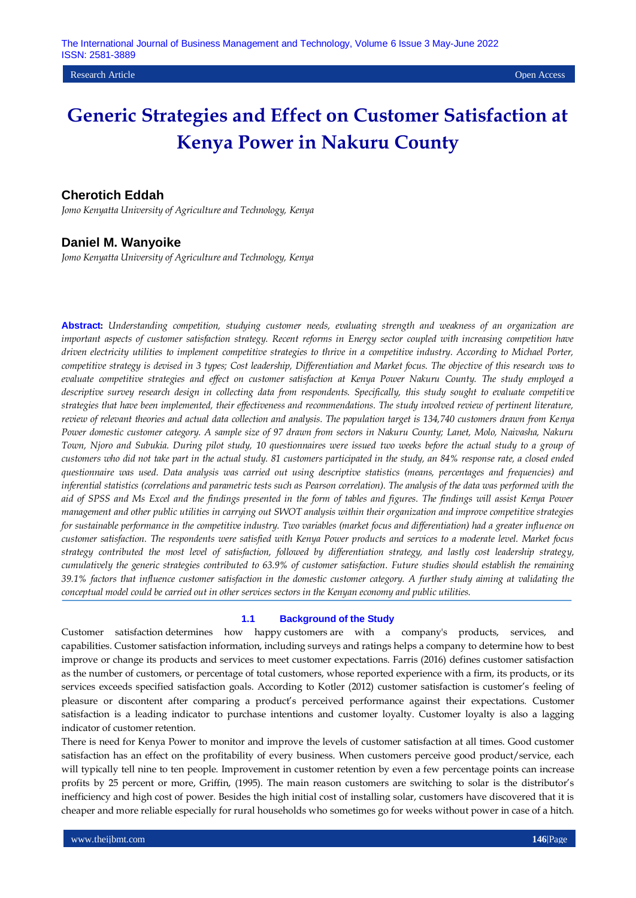Research Article | Open Access

# Generic Strategies and Effect on Customer Satisfaction at Kenya Power in Nakuru County

### Cherotich Eddah

*Jomo Kenyatta University of Agriculture and Technology, Kenya*

### Daniel M. Wanyoike

*Jomo Kenyatta University of Agriculture and Technology, Kenya*

**Abstract:** *Understanding competition, studying customer needs, evaluating strength and weakness of an organization are important aspects of customer satisfaction strategy. Recent reforms in Energy sector coupled with increasing competition have driven electricity utilities to implement competitive strategies to thrive in a competitive industry. According to Michael Porter, competitive strategy is devised in 3 types; Cost leadership, Differentiation and Market focus. The objective of this research was to evaluate competitive strategies and effect on customer satisfaction at Kenya Power Nakuru County. The study employed a descriptive survey research design in collecting data from respondents. Specifically, this study sought to evaluate competitive strategies that have been implemented, their effectiveness and recommendations. The study involved review of pertinent literature, review of relevant theories and actual data collection and analysis. The population target is 134,740 customers drawn from Kenya Power domestic customer category. A sample size of 97 drawn from sectors in Nakuru County; Lanet, Molo, Naivasha, Nakuru Town, Njoro and Subukia. During pilot study, 10 questionnaires were issued two weeks before the actual study to a group of customers who did not take part in the actual study. 81 customers participated in the study, an 84% response rate, a closed ended questionnaire was used. Data analysis was carried out using descriptive statistics (means, percentages and frequencies) and inferential statistics (correlations and parametric tests such as Pearson correlation). The analysis of the data was performed with the aid of SPSS and Ms Excel and the findings presented in the form of tables and figures. The findings will assist Kenya Power management and other public utilities in carrying out SWOT analysis within their organization and improve competitive strategies for sustainable performance in the competitive industry. Two variables (market focus and differentiation) had a greater influence on customer satisfaction. The respondents were satisfied with Kenya Power products and services to a moderate level. Market focus strategy contributed the most level of satisfaction, followed by differentiation strategy, and lastly cost leadership strategy, cumulatively the generic strategies contributed to 63.9% of customer satisfaction. Future studies should establish the remaining 39.1% factors that influence customer satisfaction in the domestic customer category. A further study aiming at validating the conceptual model could be carried out in other services sectors in the Kenyan economy and public utilities.*

## 1.1 Background of the Study

Customer satisfaction determines how happy customers are with a company's products, services, and capabilities. Customer satisfaction information, including surveys and ratings helps a company to determine how to best improve or change its products and services to meet customer expectations. Farris (2016) defines customer satisfaction as the number of customers, or percentage of total customers, whose reported experience with a firm, its products, or its services exceeds specified satisfaction goals. According to Kotler (2012) customer satisfaction is customer's feeling of pleasure or discontent after comparing a product's perceived performance against their expectations. Customer satisfaction is a leading indicator to purchase intentions and customer loyalty. Customer loyalty is also a lagging indicator of customer retention.

There is need for Kenya Power to monitor and improve the levels of customer satisfaction at all times. Good customer satisfaction has an effect on the profitability of every business. When customers perceive good product/service, each will typically tell nine to ten people. Improvement in customer retention by even a few percentage points can increase profits by 25 percent or more, Griffin, (1995). The main reason customers are switching to solar is the distributor's inefficiency and high cost of power. Besides the high initial cost of installing solar, customers have discovered that it is cheaper and more reliable especially for rural households who sometimes go for weeks without power in case of a hitch.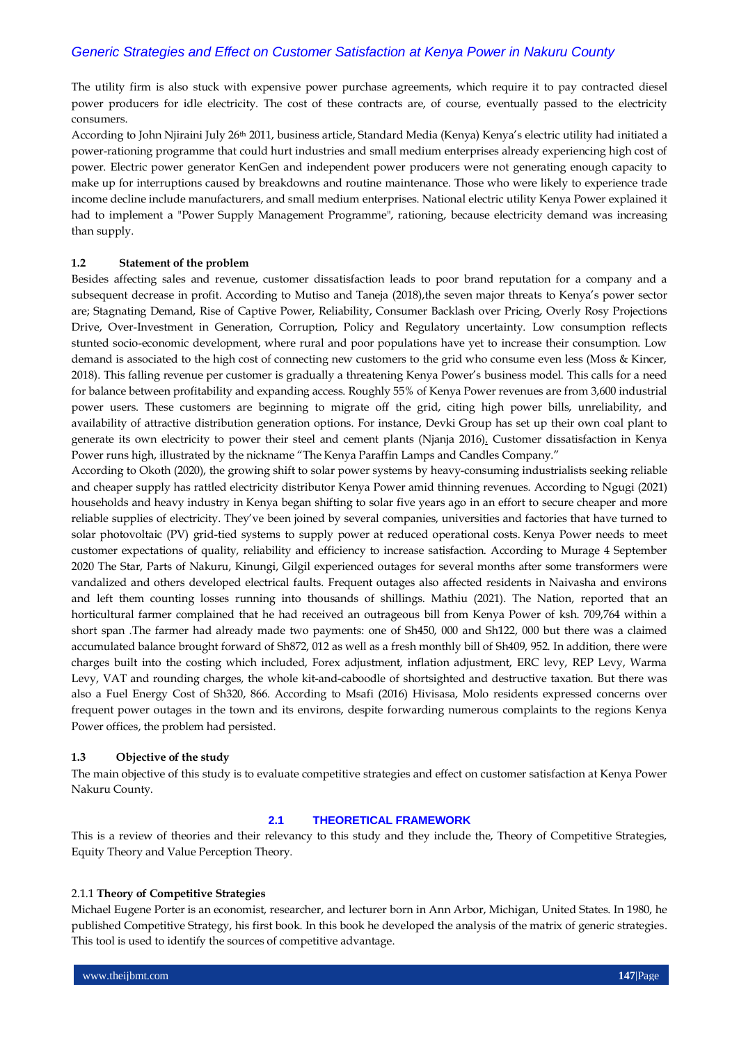The utility firm is also stuck with expensive power purchase agreements, which require it to pay contracted diesel power producers for idle electricity. The cost of these contracts are, of course, eventually passed to the electricity consumers.

According to John Njiraini July 26th 2011, business article, Standard Media (Kenya) Kenya's electric utility had initiated a power-rationing programme that could hurt industries and small medium enterprises already experiencing high cost of power. Electric power generator KenGen and independent power producers were not generating enough capacity to make up for interruptions caused by breakdowns and routine maintenance. Those who were likely to experience trade income decline include manufacturers, and small medium enterprises. National electric utility Kenya Power explained it had to implement a "Power Supply Management Programme", rationing, because electricity demand was increasing than supply.

### 1.2 Statement of the problem

Besides affecting sales and revenue, customer dissatisfaction leads to poor brand reputation for a company and a subsequent decrease in profit. According to Mutiso and Taneja (2018),the seven major threats to Kenya's power sector are; Stagnating Demand, Rise of Captive Power, Reliability, Consumer Backlash over Pricing, Overly Rosy Projections Drive, Over-Investment in Generation, Corruption, Policy and Regulatory uncertainty. Low consumption reflects stunted socio-economic development, where rural and poor populations have yet to increase their consumption. Low demand is associated to the high cost of connecting new customers to the grid who consume even less (Moss & Kincer, 2018). This falling revenue per customer is gradually a threatening Kenya Power's business model. This calls for a need for balance between profitability and expanding access. Roughly 55% of Kenya Power revenues are from 3,600 industrial power users. These customers are beginning to migrate off the grid, citing high power bills, unreliability, and availability of attractive distribution generation options. For instance, Devki Group has set up their own coal plant to generate its own electricity to power their steel and cement plants (Njanja 2016). Customer dissatisfaction in Kenya Power runs high, illustrated by the nickname "The Kenya Paraffin Lamps and Candles Company."

According to Okoth (2020), the growing shift to solar power systems by heavy-consuming industrialists seeking reliable and cheaper supply has rattled electricity distributor Kenya Power amid thinning revenues. According to Ngugi (2021) households and heavy industry in Kenya began shifting to solar five years ago in an effort to secure cheaper and more reliable supplies of electricity. They've been joined by several companies, universities and factories that have turned to solar photovoltaic (PV) grid-tied systems to supply power at reduced operational costs. Kenya Power needs to meet customer expectations of quality, reliability and efficiency to increase satisfaction. According to Murage 4 September 2020 The Star, Parts of Nakuru, Kinungi, Gilgil experienced outages for several months after some transformers were vandalized and others developed electrical faults. Frequent outages also affected residents in Naivasha and environs and left them counting losses running into thousands of shillings. Mathiu (2021). The Nation, reported that an horticultural farmer complained that he had received an outrageous bill from Kenya Power of ksh. 709,764 within a short span .The farmer had already made two payments: one of Sh450, 000 and Sh122, 000 but there was a claimed accumulated balance brought forward of Sh872, 012 as well as a fresh monthly bill of Sh409, 952. In addition, there were charges built into the costing which included, Forex adjustment, inflation adjustment, ERC levy, REP Levy, Warma Levy, VAT and rounding charges, the whole kit-and-caboodle of shortsighted and destructive taxation. But there was also a Fuel Energy Cost of Sh320, 866. According to Msafi (2016) Hivisasa, Molo residents expressed concerns over frequent power outages in the town and its environs, despite forwarding numerous complaints to the regions Kenya Power offices, the problem had persisted.

### 1.3 Objective of the study

The main objective of this study is to evaluate competitive strategies and effect on customer satisfaction at Kenya Power Nakuru County.

## 2.1 THEORETICAL FRAMEWORK

This is a review of theories and their relevancy to this study and they include the, Theory of Competitive Strategies, Equity Theory and Value Perception Theory.

### 2.1.1 Theory of Competitive Strategies

Michael Eugene Porter is an economist, researcher, and lecturer born in Ann Arbor, Michigan, United States. In 1980, he published Competitive Strategy, his first book. In this book he developed the analysis of the matrix of generic strategies. This tool is used to identify the sources of competitive advantage.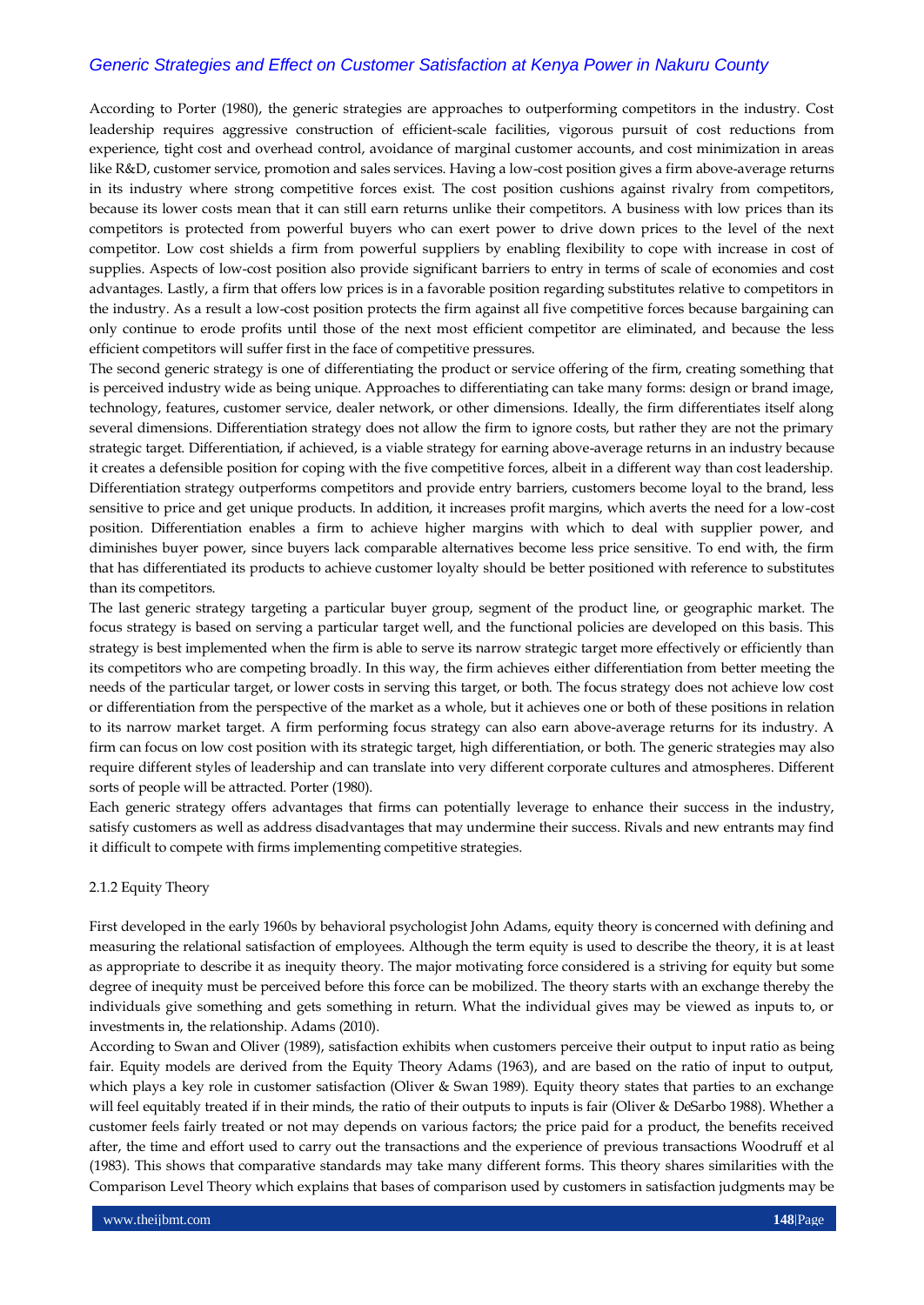According to Porter (1980), the generic strategies are approaches to outperforming competitors in the industry. Cost leadership requires aggressive construction of efficient-scale facilities, vigorous pursuit of cost reductions from experience, tight cost and overhead control, avoidance of marginal customer accounts, and cost minimization in areas like R&D, customer service, promotion and sales services. Having a low-cost position gives a firm above-average returns in its industry where strong competitive forces exist. The cost position cushions against rivalry from competitors, because its lower costs mean that it can still earn returns unlike their competitors. A business with low prices than its competitors is protected from powerful buyers who can exert power to drive down prices to the level of the next competitor. Low cost shields a firm from powerful suppliers by enabling flexibility to cope with increase in cost of supplies. Aspects of low-cost position also provide significant barriers to entry in terms of scale of economies and cost advantages. Lastly, a firm that offers low prices is in a favorable position regarding substitutes relative to competitors in the industry. As a result a low-cost position protects the firm against all five competitive forces because bargaining can only continue to erode profits until those of the next most efficient competitor are eliminated, and because the less efficient competitors will suffer first in the face of competitive pressures.

The second generic strategy is one of differentiating the product or service offering of the firm, creating something that is perceived industry wide as being unique. Approaches to differentiating can take many forms: design or brand image, technology, features, customer service, dealer network, or other dimensions. Ideally, the firm differentiates itself along several dimensions. Differentiation strategy does not allow the firm to ignore costs, but rather they are not the primary strategic target. Differentiation, if achieved, is a viable strategy for earning above-average returns in an industry because it creates a defensible position for coping with the five competitive forces, albeit in a different way than cost leadership. Differentiation strategy outperforms competitors and provide entry barriers, customers become loyal to the brand, less sensitive to price and get unique products. In addition, it increases profit margins, which averts the need for a low-cost position. Differentiation enables a firm to achieve higher margins with which to deal with supplier power, and diminishes buyer power, since buyers lack comparable alternatives become less price sensitive. To end with, the firm that has differentiated its products to achieve customer loyalty should be better positioned with reference to substitutes than its competitors.

The last generic strategy targeting a particular buyer group, segment of the product line, or geographic market. The focus strategy is based on serving a particular target well, and the functional policies are developed on this basis. This strategy is best implemented when the firm is able to serve its narrow strategic target more effectively or efficiently than its competitors who are competing broadly. In this way, the firm achieves either differentiation from better meeting the needs of the particular target, or lower costs in serving this target, or both. The focus strategy does not achieve low cost or differentiation from the perspective of the market as a whole, but it achieves one or both of these positions in relation to its narrow market target. A firm performing focus strategy can also earn above-average returns for its industry. A firm can focus on low cost position with its strategic target, high differentiation, or both. The generic strategies may also require different styles of leadership and can translate into very different corporate cultures and atmospheres. Different sorts of people will be attracted. Porter (1980).

Each generic strategy offers advantages that firms can potentially leverage to enhance their success in the industry, satisfy customers as well as address disadvantages that may undermine their success. Rivals and new entrants may find it difficult to compete with firms implementing competitive strategies.

### 2.1.2 Equity Theory

First developed in the early 1960s by behavioral psychologist John Adams, equity theory is concerned with defining and measuring the relational satisfaction of employees. Although the term equity is used to describe the theory, it is at least as appropriate to describe it as inequity theory. The major motivating force considered is a striving for equity but some degree of inequity must be perceived before this force can be mobilized. The theory starts with an exchange thereby the individuals give something and gets something in return. What the individual gives may be viewed as inputs to, or investments in, the relationship. Adams (2010).

According to Swan and Oliver (1989), satisfaction exhibits when customers perceive their output to input ratio as being fair. Equity models are derived from the Equity Theory Adams (1963), and are based on the ratio of input to output, which plays a key role in customer satisfaction (Oliver & Swan 1989). Equity theory states that parties to an exchange will feel equitably treated if in their minds, the ratio of their outputs to inputs is fair (Oliver & DeSarbo 1988). Whether a customer feels fairly treated or not may depends on various factors; the price paid for a product, the benefits received after, the time and effort used to carry out the transactions and the experience of previous transactions Woodruff et al (1983). This shows that comparative standards may take many different forms. This theory shares similarities with the Comparison Level Theory which explains that bases of comparison used by customers in satisfaction judgments may be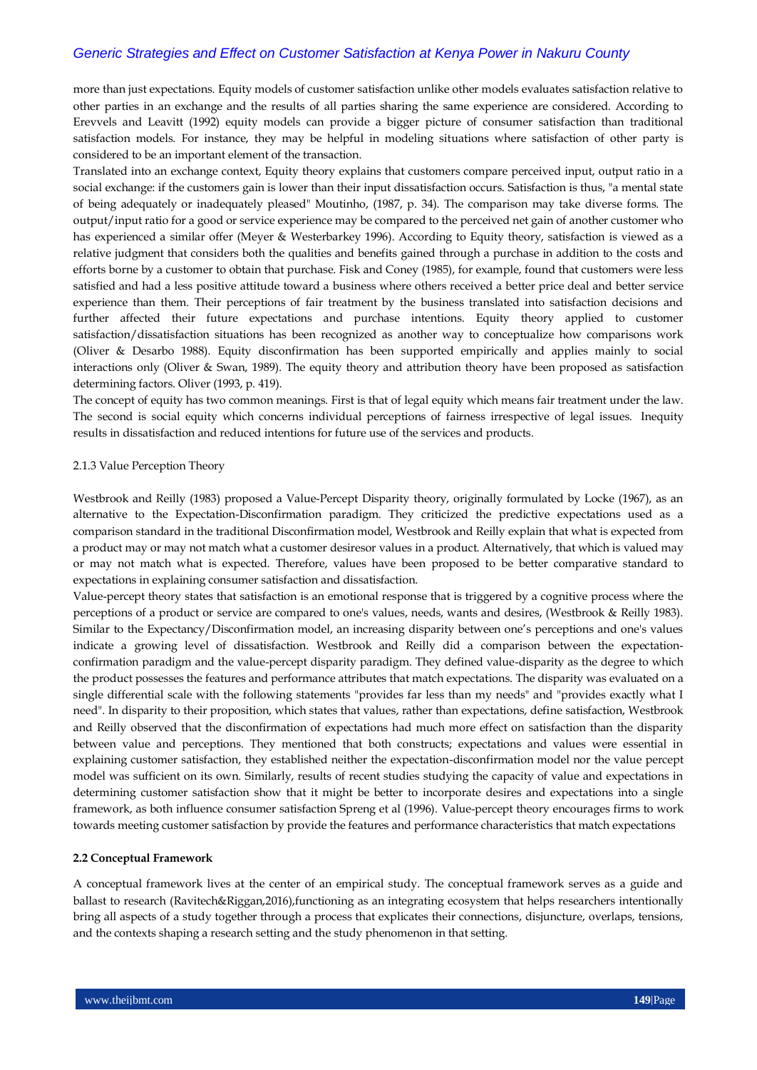more than just expectations. Equity models of customer satisfaction unlike other models evaluates satisfaction relative to other parties in an exchange and the results of all parties sharing the same experience are considered. According to Erevvels and Leavitt (1992) equity models can provide a bigger picture of consumer satisfaction than traditional satisfaction models. For instance, they may be helpful in modeling situations where satisfaction of other party is considered to be an important element of the transaction.

Translated into an exchange context, Equity theory explains that customers compare perceived input, output ratio in a social exchange: if the customers gain is lower than their input dissatisfaction occurs. Satisfaction is thus, "a mental state of being adequately or inadequately pleased" Moutinho, (1987, p. 34). The comparison may take diverse forms. The output/input ratio for a good or service experience may be compared to the perceived net gain of another customer who has experienced a similar offer (Meyer & Westerbarkey 1996). According to Equity theory, satisfaction is viewed as a relative judgment that considers both the qualities and benefits gained through a purchase in addition to the costs and efforts borne by a customer to obtain that purchase. Fisk and Coney (1985), for example, found that customers were less satisfied and had a less positive attitude toward a business where others received a better price deal and better service experience than them. Their perceptions of fair treatment by the business translated into satisfaction decisions and further affected their future expectations and purchase intentions. Equity theory applied to customer satisfaction/dissatisfaction situations has been recognized as another way to conceptualize how comparisons work (Oliver & Desarbo 1988). Equity disconfirmation has been supported empirically and applies mainly to social interactions only (Oliver & Swan, 1989). The equity theory and attribution theory have been proposed as satisfaction determining factors. Oliver (1993, p. 419).

The concept of equity has two common meanings. First is that of legal equity which means fair treatment under the law. The second is social equity which concerns individual perceptions of fairness irrespective of legal issues. Inequity results in dissatisfaction and reduced intentions for future use of the services and products.

2.1.3 Value Perception Theory

Westbrook and Reilly (1983) proposed a Value-Percept Disparity theory, originally formulated by Locke (1967), as an alternative to the Expectation-Disconfirmation paradigm. They criticized the predictive expectations used as a comparison standard in the traditional Disconfirmation model, Westbrook and Reilly explain that what is expected from a product may or may not match what a customer desiresor values in a product. Alternatively, that which is valued may or may not match what is expected. Therefore, values have been proposed to be better comparative standard to expectations in explaining consumer satisfaction and dissatisfaction.

Value-percept theory states that satisfaction is an emotional response that is triggered by a cognitive process where the perceptions of a product or service are compared to one's values, needs, wants and desires, (Westbrook & Reilly 1983). Similar to the Expectancy/Disconfirmation model, an increasing disparity between one's perceptions and one's values indicate a growing level of dissatisfaction. Westbrook and Reilly did a comparison between the expectation-confirmation paradigm and the value-percept disparity paradigm. They defined value-disparity as the degree to which the product possesses the features and performance attributes that match expectations. The disparity was evaluated on a single differential scale with the following statements "provides far less than my needs" and "provides exactly what I need". In disparity to their proposition, which states that values, rather than expectations, define satisfaction, Westbrook and Reilly observed that the disconfirmation of expectations had much more effect on satisfaction than the disparity between value and perceptions. They mentioned that both constructs; expectations and values were essential in explaining customer satisfaction, they established neither the expectation-disconfirmation model nor the value percept model was sufficient on its own. Similarly, results of recent studies studying the capacity of value and expectations in determining customer satisfaction show that it might be better to incorporate desires and expectations into a single framework, as both influence consumer satisfaction Spreng et al (1996). Value-percept theory encourages firms to work towards meeting customer satisfaction by provide the features and performance characteristics that match expectations

**2.2 Conceptual Framework**

A conceptual framework lives at the center of an empirical study. The conceptual framework serves as a guide and ballast to research (Ravitech&Riggan,2016),functioning as an integrating ecosystem that helps researchers intentionally bring all aspects of a study together through a process that explicates their connections, disjuncture, overlaps, tensions, and the contexts shaping a research setting and the study phenomenon in that setting.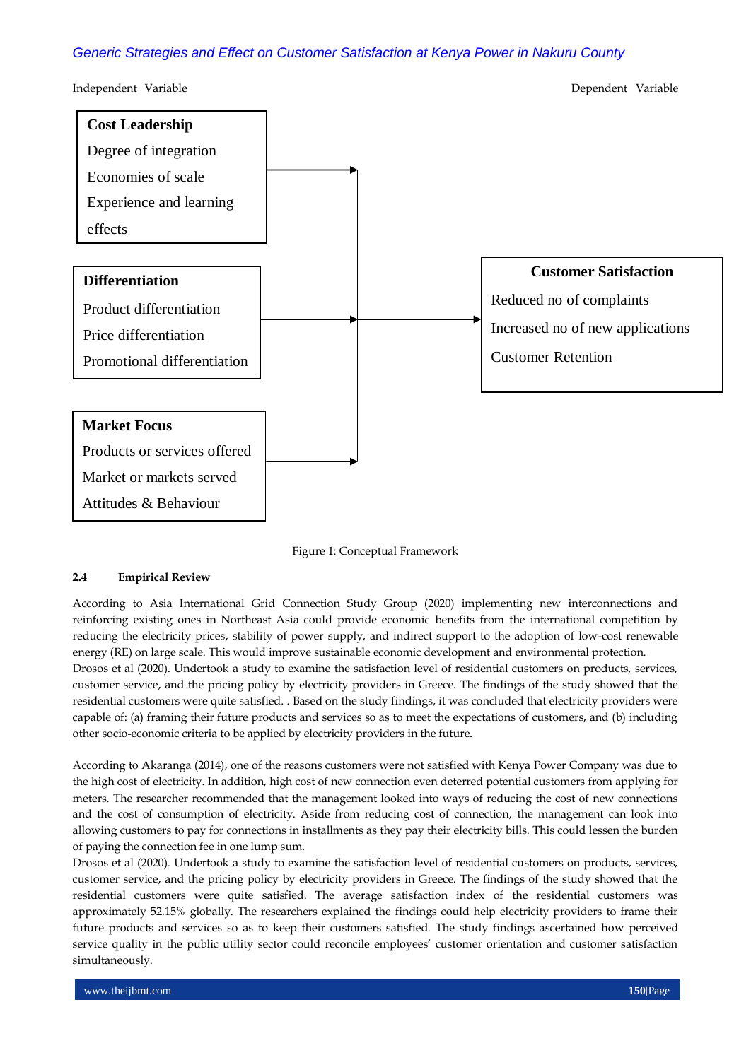Independent Variable

Dependent Variable

**Cost Leadership**
Degree of integration
Economies of scale
Experience and learning effects

**Differentiation**
Product differentiation
Price differentiation
Promotional differentiation

**Market Focus**
Products or services offered
Market or markets served
Attitudes & Behaviour

**Customer Satisfaction**
Reduced no of complaints
Increased no of new applications
Customer Retention

Figure 1: Conceptual Framework

### 2.4 Empirical Review

According to Asia International Grid Connection Study Group (2020) implementing new interconnections and reinforcing existing ones in Northeast Asia could provide economic benefits from the international competition by reducing the electricity prices, stability of power supply, and indirect support to the adoption of low-cost renewable energy (RE) on large scale. This would improve sustainable economic development and environmental protection.
Drosos et al (2020). Undertook a study to examine the satisfaction level of residential customers on products, services, customer service, and the pricing policy by electricity providers in Greece. The findings of the study showed that the residential customers were quite satisfied. . Based on the study findings, it was concluded that electricity providers were capable of: (a) framing their future products and services so as to meet the expectations of customers, and (b) including other socio-economic criteria to be applied by electricity providers in the future.

According to Akaranga (2014), one of the reasons customers were not satisfied with Kenya Power Company was due to the high cost of electricity. In addition, high cost of new connection even deterred potential customers from applying for meters. The researcher recommended that the management looked into ways of reducing the cost of new connections and the cost of consumption of electricity. Aside from reducing cost of connection, the management can look into allowing customers to pay for connections in installments as they pay their electricity bills. This could lessen the burden of paying the connection fee in one lump sum.
Drosos et al (2020). Undertook a study to examine the satisfaction level of residential customers on products, services, customer service, and the pricing policy by electricity providers in Greece. The findings of the study showed that the residential customers were quite satisfied. The average satisfaction index of the residential customers was approximately 52.15% globally. The researchers explained the findings could help electricity providers to frame their future products and services so as to keep their customers satisfied. The study findings ascertained how perceived service quality in the public utility sector could reconcile employees' customer orientation and customer satisfaction simultaneously.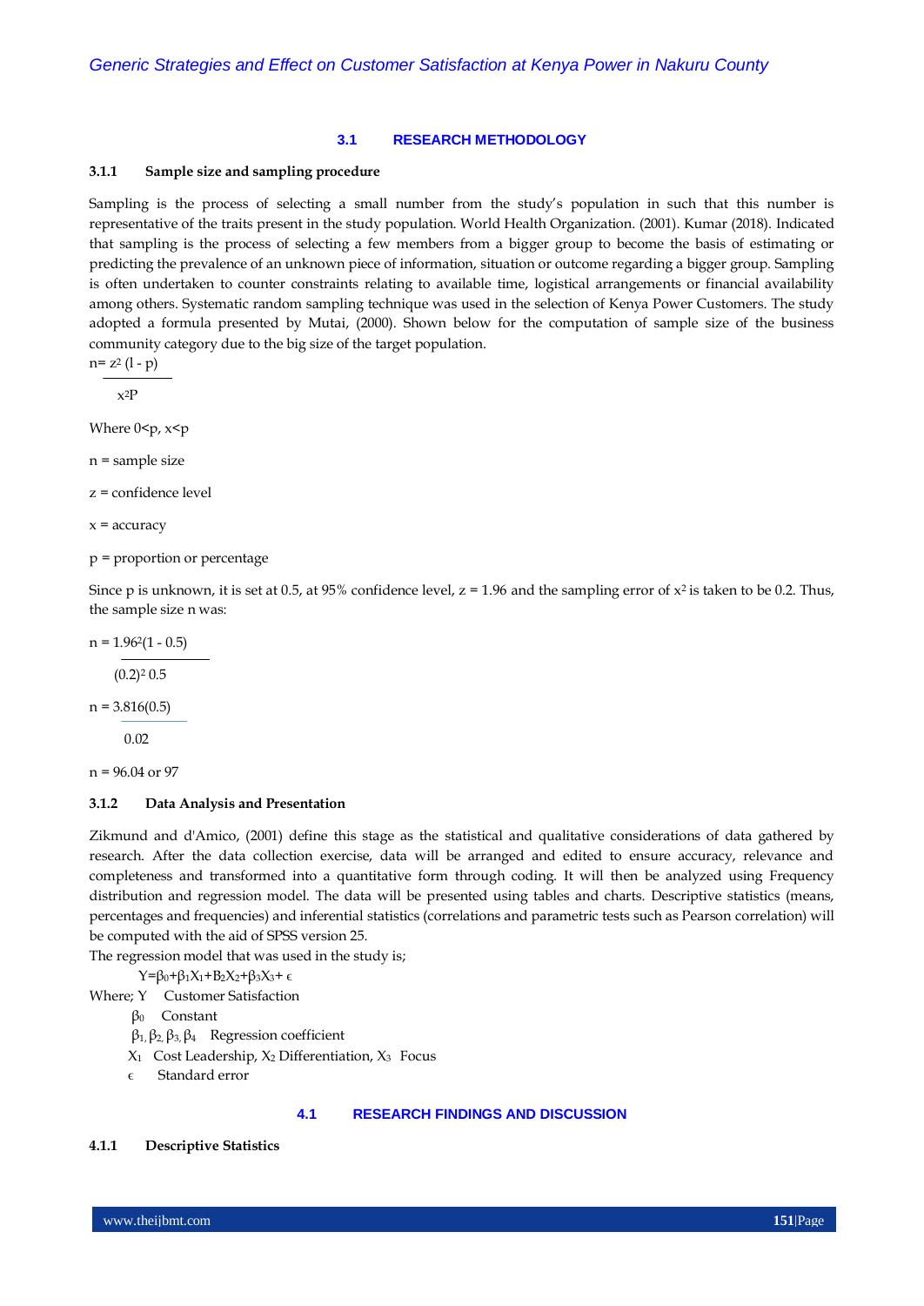## 3.1 RESEARCH METHODOLOGY

### 3.1.1 Sample size and sampling procedure

Sampling is the process of selecting a small number from the study's population in such that this number is representative of the traits present in the study population. World Health Organization. (2001). Kumar (2018). Indicated that sampling is the process of selecting a few members from a bigger group to become the basis of estimating or predicting the prevalence of an unknown piece of information, situation or outcome regarding a bigger group. Sampling is often undertaken to counter constraints relating to available time, logistical arrangements or financial availability among others. Systematic random sampling technique was used in the selection of Kenya Power Customers. The study adopted a formula presented by Mutai, (2000). Shown below for the computation of sample size of the business community category due to the big size of the target population.

$$n = \frac{z^2 (l - p)}{x^2 P}$$

Where 0<p, x<p

n = sample size

z = confidence level

x = accuracy

p = proportion or percentage

Since p is unknown, it is set at 0.5, at 95% confidence level, z = 1.96 and the sampling error of $x^2$ is taken to be 0.2. Thus, the sample size n was:

$$n = \frac{1.96^2(1 - 0.5)}{(0.2)^2\ 0.5}$$

$$n = \frac{3.816(0.5)}{0.02}$$

n = 96.04 or 97

### 3.1.2 Data Analysis and Presentation

Zikmund and d'Amico, (2001) define this stage as the statistical and qualitative considerations of data gathered by research. After the data collection exercise, data will be arranged and edited to ensure accuracy, relevance and completeness and transformed into a quantitative form through coding. It will then be analyzed using Frequency distribution and regression model. The data will be presented using tables and charts. Descriptive statistics (means, percentages and frequencies) and inferential statistics (correlations and parametric tests such as Pearson correlation) will be computed with the aid of SPSS version 25.

The regression model that was used in the study is;

$$Y=\beta_0+\beta_1X_1+B_2X_2+\beta_3X_3+\epsilon$$

Where; Y Customer Satisfaction

$\beta_0$ Constant

$\beta_1, \beta_2, \beta_3, \beta_4$ Regression coefficient

$X_1$ Cost Leadership, $X_2$ Differentiation, $X_3$ Focus

$\epsilon$ Standard error

## 4.1 RESEARCH FINDINGS AND DISCUSSION

### 4.1.1 Descriptive Statistics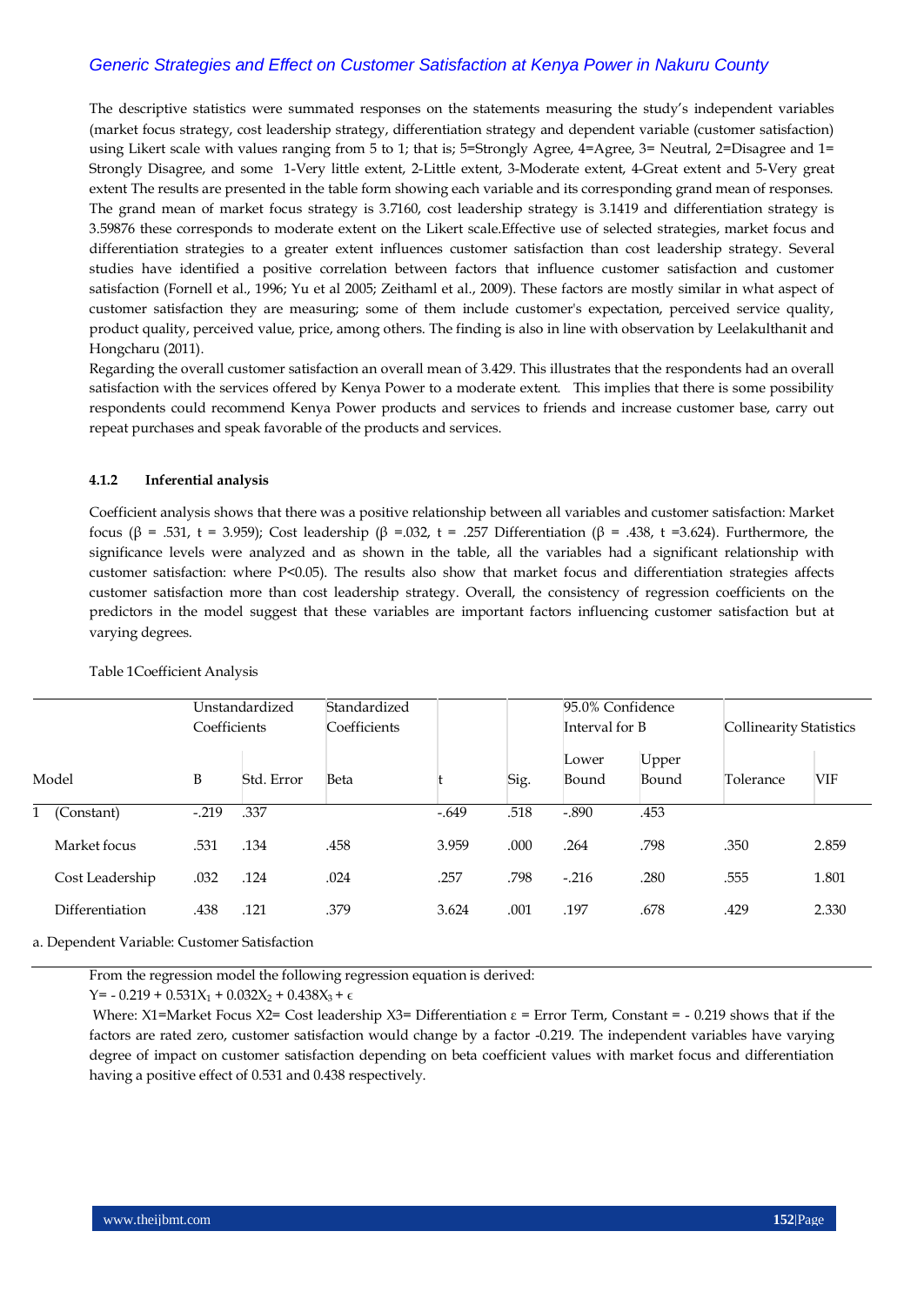The descriptive statistics were summated responses on the statements measuring the study's independent variables (market focus strategy, cost leadership strategy, differentiation strategy and dependent variable (customer satisfaction) using Likert scale with values ranging from 5 to 1; that is; 5=Strongly Agree, 4=Agree, 3= Neutral, 2=Disagree and 1= Strongly Disagree, and some 1-Very little extent, 2-Little extent, 3-Moderate extent, 4-Great extent and 5-Very great extent The results are presented in the table form showing each variable and its corresponding grand mean of responses. The grand mean of market focus strategy is 3.7160, cost leadership strategy is 3.1419 and differentiation strategy is 3.59876 these corresponds to moderate extent on the Likert scale.Effective use of selected strategies, market focus and differentiation strategies to a greater extent influences customer satisfaction than cost leadership strategy. Several studies have identified a positive correlation between factors that influence customer satisfaction and customer satisfaction (Fornell et al., 1996; Yu et al 2005; Zeithaml et al., 2009). These factors are mostly similar in what aspect of customer satisfaction they are measuring; some of them include customer's expectation, perceived service quality, product quality, perceived value, price, among others. The finding is also in line with observation by Leelakulthanit and Hongcharu (2011).

Regarding the overall customer satisfaction an overall mean of 3.429. This illustrates that the respondents had an overall satisfaction with the services offered by Kenya Power to a moderate extent. This implies that there is some possibility respondents could recommend Kenya Power products and services to friends and increase customer base, carry out repeat purchases and speak favorable of the products and services.

#### 4.1.2 Inferential analysis

Coefficient analysis shows that there was a positive relationship between all variables and customer satisfaction: Market focus (β = .531, t = 3.959); Cost leadership (β =.032, t = .257 Differentiation (β = .438, t =3.624). Furthermore, the significance levels were analyzed and as shown in the table, all the variables had a significant relationship with customer satisfaction: where P<0.05). The results also show that market focus and differentiation strategies affects customer satisfaction more than cost leadership strategy. Overall, the consistency of regression coefficients on the predictors in the model suggest that these variables are important factors influencing customer satisfaction but at varying degrees.

Table 1Coefficient Analysis

| Model | | Unstandardized Coefficients | | Standardized Coefficients | | | 95.0% Confidence Interval for B | | Collinearity Statistics | |
|---|---|---|---|---|---|---|---|---|---|---|
| | | B | Std. Error | Beta | t | Sig. | Lower Bound | Upper Bound | Tolerance | VIF |
| 1 | (Constant) | -.219 | .337 | | -.649 | .518 | -.890 | .453 | | |
| | Market focus | .531 | .134 | .458 | 3.959 | .000 | .264 | .798 | .350 | 2.859 |
| | Cost Leadership | .032 | .124 | .024 | .257 | .798 | -.216 | .280 | .555 | 1.801 |
| | Differentiation | .438 | .121 | .379 | 3.624 | .001 | .197 | .678 | .429 | 2.330 |

a. Dependent Variable: Customer Satisfaction

From the regression model the following regression equation is derived:

$Y= - 0.219 + 0.531X_1 + 0.032X_2 + 0.438X_3 + \epsilon$

Where: X1=Market Focus X2= Cost leadership X3= Differentiation ε = Error Term, Constant = - 0.219 shows that if the factors are rated zero, customer satisfaction would change by a factor -0.219. The independent variables have varying degree of impact on customer satisfaction depending on beta coefficient values with market focus and differentiation having a positive effect of 0.531 and 0.438 respectively.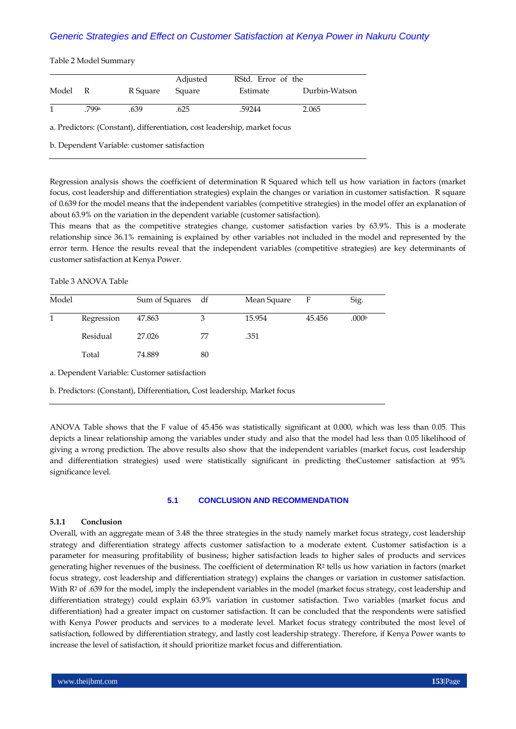Table 2 Model Summary

| Model | R | R Square | Adjusted Square | RStd. Error of the Estimate | Durbin-Watson |
|---|---|---|---|---|---|
| 1 | .799[a] | .639 | .625 | .59244 | 2.065 |

a. Predictors: (Constant), differentiation, cost leadership, market focus

b. Dependent Variable: customer satisfaction

Regression analysis shows the coefficient of determination R Squared which tell us how variation in factors (market focus, cost leadership and differentiation strategies) explain the changes or variation in customer satisfaction. R square of 0.639 for the model means that the independent variables (competitive strategies) in the model offer an explanation of about 63.9% on the variation in the dependent variable (customer satisfaction).

This means that as the competitive strategies change, customer satisfaction varies by 63.9%. This is a moderate relationship since 36.1% remaining is explained by other variables not included in the model and represented by the error term. Hence the results reveal that the independent variables (competitive strategies) are key determinants of customer satisfaction at Kenya Power.

Table 3 ANOVA Table

| Model | | Sum of Squares | df | Mean Square | F | Sig. |
|---|---|---|---|---|---|---|
| 1 | Regression | 47.863 | 3 | 15.954 | 45.456 | .000[b] |
| | Residual | 27.026 | 77 | .351 | | |
| | Total | 74.889 | 80 | | | |

a. Dependent Variable: Customer satisfaction

b. Predictors: (Constant), Differentiation, Cost leadership, Market focus

ANOVA Table shows that the F value of 45.456 was statistically significant at 0.000, which was less than 0.05. This depicts a linear relationship among the variables under study and also that the model had less than 0.05 likelihood of giving a wrong prediction. The above results also show that the independent variables (market focus, cost leadership and differentiation strategies) used were statistically significant in predicting theCustomer satisfaction at 95% significance level.

## 5.1 CONCLUSION AND RECOMMENDATION

### 5.1.1 Conclusion

Overall, with an aggregate mean of 3.48 the three strategies in the study namely market focus strategy, cost leadership strategy and differentiation strategy affects customer satisfaction to a moderate extent. Customer satisfaction is a parameter for measuring profitability of business; higher satisfaction leads to higher sales of products and services generating higher revenues of the business. The coefficient of determination $R^2$ tells us how variation in factors (market focus strategy, cost leadership and differentiation strategy) explains the changes or variation in customer satisfaction. With $R^2$ of .639 for the model, imply the independent variables in the model (market focus strategy, cost leadership and differentiation strategy) could explain 63.9% variation in customer satisfaction. Two variables (market focus and differentiation) had a greater impact on customer satisfaction. It can be concluded that the respondents were satisfied with Kenya Power products and services to a moderate level. Market focus strategy contributed the most level of satisfaction, followed by differentiation strategy, and lastly cost leadership strategy. Therefore, if Kenya Power wants to increase the level of satisfaction, it should prioritize market focus and differentiation.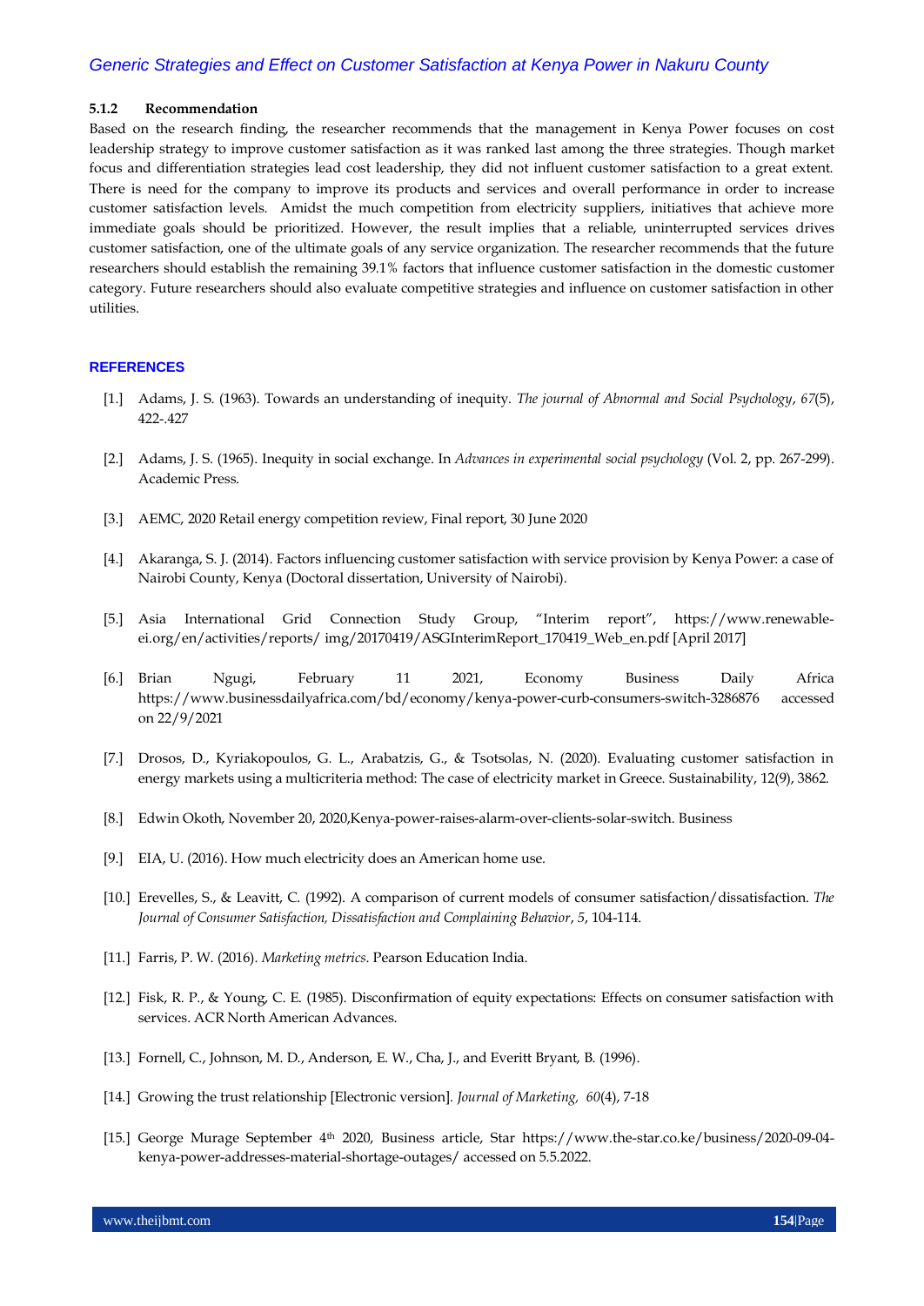#### 5.1.2 Recommendation

Based on the research finding, the researcher recommends that the management in Kenya Power focuses on cost leadership strategy to improve customer satisfaction as it was ranked last among the three strategies. Though market focus and differentiation strategies lead cost leadership, they did not influent customer satisfaction to a great extent. There is need for the company to improve its products and services and overall performance in order to increase customer satisfaction levels. Amidst the much competition from electricity suppliers, initiatives that achieve more immediate goals should be prioritized. However, the result implies that a reliable, uninterrupted services drives customer satisfaction, one of the ultimate goals of any service organization. The researcher recommends that the future researchers should establish the remaining 39.1% factors that influence customer satisfaction in the domestic customer category. Future researchers should also evaluate competitive strategies and influence on customer satisfaction in other utilities.

## REFERENCES

[1.] Adams, J. S. (1963). Towards an understanding of inequity. *The journal of Abnormal and Social Psychology*, *67*(5), 422-.427

[2.] Adams, J. S. (1965). Inequity in social exchange. In *Advances in experimental social psychology* (Vol. 2, pp. 267-299). Academic Press.

[3.] AEMC, 2020 Retail energy competition review, Final report, 30 June 2020

[4.] Akaranga, S. J. (2014). Factors influencing customer satisfaction with service provision by Kenya Power: a case of Nairobi County, Kenya (Doctoral dissertation, University of Nairobi).

[5.] Asia International Grid Connection Study Group, "Interim report", https://www.renewable-ei.org/en/activities/reports/ img/20170419/ASGInterimReport_170419_Web_en.pdf [April 2017]

[6.] Brian Ngugi, February 11 2021, Economy Business Daily Africa https://www.businessdailyafrica.com/bd/economy/kenya-power-curb-consumers-switch-3286876 accessed on 22/9/2021

[7.] Drosos, D., Kyriakopoulos, G. L., Arabatzis, G., & Tsotsolas, N. (2020). Evaluating customer satisfaction in energy markets using a multicriteria method: The case of electricity market in Greece. Sustainability, 12(9), 3862.

[8.] Edwin Okoth, November 20, 2020,Kenya-power-raises-alarm-over-clients-solar-switch. Business

[9.] EIA, U. (2016). How much electricity does an American home use.

[10.] Erevelles, S., & Leavitt, C. (1992). A comparison of current models of consumer satisfaction/dissatisfaction. *The Journal of Consumer Satisfaction, Dissatisfaction and Complaining Behavior*, *5*, 104-114.

[11.] Farris, P. W. (2016). *Marketing metrics*. Pearson Education India.

[12.] Fisk, R. P., & Young, C. E. (1985). Disconfirmation of equity expectations: Effects on consumer satisfaction with services. ACR North American Advances.

[13.] Fornell, C., Johnson, M. D., Anderson, E. W., Cha, J., and Everitt Bryant, B. (1996).

[14.] Growing the trust relationship [Electronic version]. *Journal of Marketing, 60*(4), 7-18

[15.] George Murage September 4th 2020, Business article, Star https://www.the-star.co.ke/business/2020-09-04-kenya-power-addresses-material-shortage-outages/ accessed on 5.5.2022.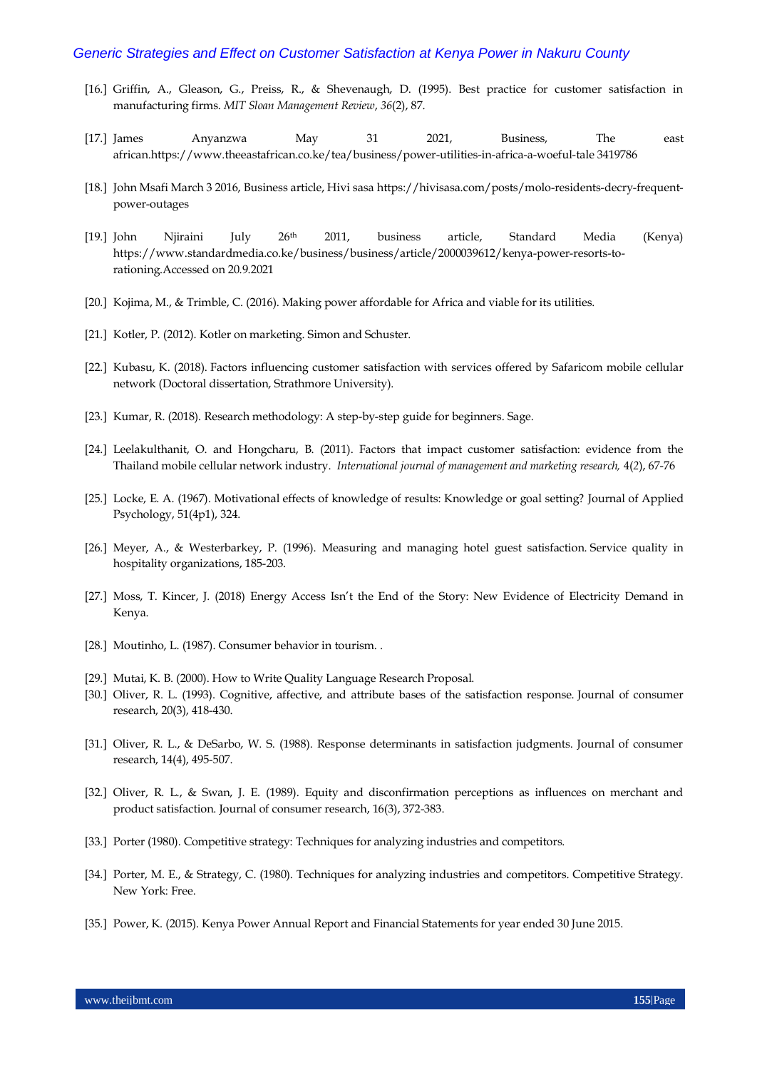[16.] Griffin, A., Gleason, G., Preiss, R., & Shevenaugh, D. (1995). Best practice for customer satisfaction in manufacturing firms. *MIT Sloan Management Review*, *36*(2), 87.

[17.] James Anyanzwa May 31 2021, Business, The east african.https://www.theeastafrican.co.ke/tea/business/power-utilities-in-africa-a-woeful-tale 3419786

[18.] John Msafi March 3 2016, Business article, Hivi sasa https://hivisasa.com/posts/molo-residents-decry-frequent-power-outages

[19.] John Njiraini July 26th 2011, business article, Standard Media (Kenya) https://www.standardmedia.co.ke/business/business/article/2000039612/kenya-power-resorts-to-rationing.Accessed on 20.9.2021

[20.] Kojima, M., & Trimble, C. (2016). Making power affordable for Africa and viable for its utilities.

[21.] Kotler, P. (2012). Kotler on marketing. Simon and Schuster.

[22.] Kubasu, K. (2018). Factors influencing customer satisfaction with services offered by Safaricom mobile cellular network (Doctoral dissertation, Strathmore University).

[23.] Kumar, R. (2018). Research methodology: A step-by-step guide for beginners. Sage.

[24.] Leelakulthanit, O. and Hongcharu, B. (2011). Factors that impact customer satisfaction: evidence from the Thailand mobile cellular network industry. *International journal of management and marketing research,* 4(2), 67-76

[25.] Locke, E. A. (1967). Motivational effects of knowledge of results: Knowledge or goal setting? Journal of Applied Psychology, 51(4p1), 324.

[26.] Meyer, A., & Westerbarkey, P. (1996). Measuring and managing hotel guest satisfaction. Service quality in hospitality organizations, 185-203.

[27.] Moss, T. Kincer, J. (2018) Energy Access Isn't the End of the Story: New Evidence of Electricity Demand in Kenya.

[28.] Moutinho, L. (1987). Consumer behavior in tourism. .

[29.] Mutai, K. B. (2000). How to Write Quality Language Research Proposal.

[30.] Oliver, R. L. (1993). Cognitive, affective, and attribute bases of the satisfaction response. Journal of consumer research, 20(3), 418-430.

[31.] Oliver, R. L., & DeSarbo, W. S. (1988). Response determinants in satisfaction judgments. Journal of consumer research, 14(4), 495-507.

[32.] Oliver, R. L., & Swan, J. E. (1989). Equity and disconfirmation perceptions as influences on merchant and product satisfaction. Journal of consumer research, 16(3), 372-383.

[33.] Porter (1980). Competitive strategy: Techniques for analyzing industries and competitors.

[34.] Porter, M. E., & Strategy, C. (1980). Techniques for analyzing industries and competitors. Competitive Strategy. New York: Free.

[35.] Power, K. (2015). Kenya Power Annual Report and Financial Statements for year ended 30 June 2015.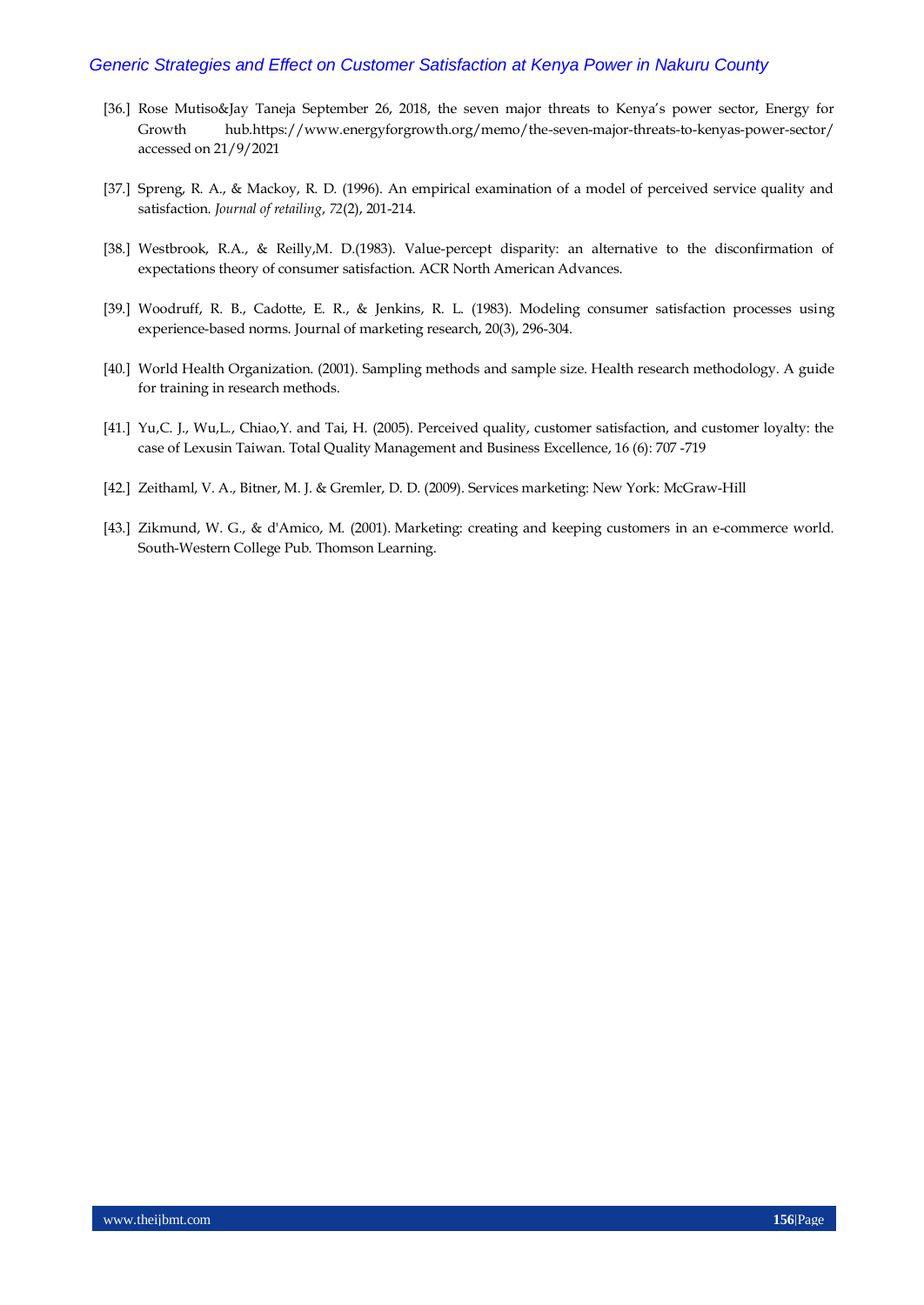[36.] Rose Mutiso&Jay Taneja September 26, 2018, the seven major threats to Kenya's power sector, Energy for Growth hub.https://www.energyforgrowth.org/memo/the-seven-major-threats-to-kenyas-power-sector/ accessed on 21/9/2021

[37.] Spreng, R. A., & Mackoy, R. D. (1996). An empirical examination of a model of perceived service quality and satisfaction. *Journal of retailing*, *72*(2), 201-214.

[38.] Westbrook, R.A., & Reilly,M. D.(1983). Value-percept disparity: an alternative to the disconfirmation of expectations theory of consumer satisfaction. ACR North American Advances.

[39.] Woodruff, R. B., Cadotte, E. R., & Jenkins, R. L. (1983). Modeling consumer satisfaction processes using experience-based norms. Journal of marketing research, 20(3), 296-304.

[40.] World Health Organization. (2001). Sampling methods and sample size. Health research methodology. A guide for training in research methods.

[41.] Yu,C. J., Wu,L., Chiao,Y. and Tai, H. (2005). Perceived quality, customer satisfaction, and customer loyalty: the case of Lexusin Taiwan. Total Quality Management and Business Excellence, 16 (6): 707 -719

[42.] Zeithaml, V. A., Bitner, M. J. & Gremler, D. D. (2009). Services marketing: New York: McGraw-Hill

[43.] Zikmund, W. G., & d'Amico, M. (2001). Marketing: creating and keeping customers in an e-commerce world. South-Western College Pub. Thomson Learning.